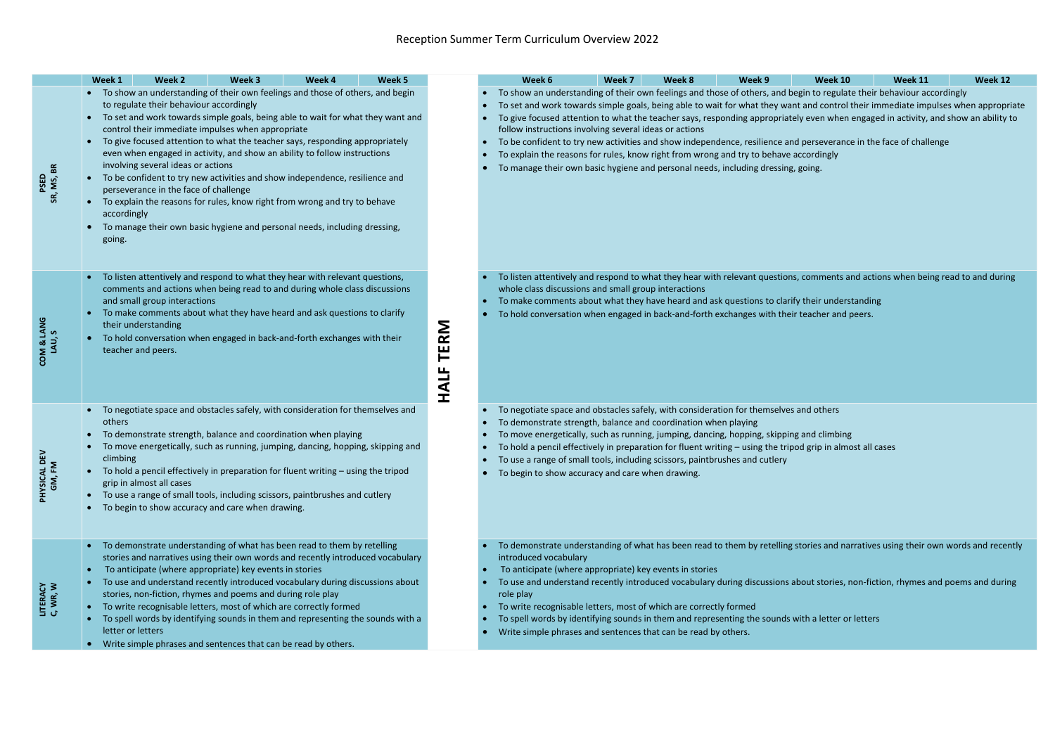# Reception Summer Term Curriculum Overview 2022

| | Week 1 – Week 5 | HALF TERM | Week 6 – Week 12 |
|---|---|---|---|
| **PSED**<br>**SR, MS, BR** | • To show an understanding of their own feelings and those of others, and begin to regulate their behaviour accordingly<br>• To set and work towards simple goals, being able to wait for what they want and control their immediate impulses when appropriate<br>• To give focused attention to what the teacher says, responding appropriately even when engaged in activity, and show an ability to follow instructions involving several ideas or actions<br>• To be confident to try new activities and show independence, resilience and perseverance in the face of challenge<br>• To explain the reasons for rules, know right from wrong and try to behave accordingly<br>• To manage their own basic hygiene and personal needs, including dressing, going. | **HALF TERM** | • To show an understanding of their own feelings and those of others, and begin to regulate their behaviour accordingly<br>• To set and work towards simple goals, being able to wait for what they want and control their immediate impulses when appropriate<br>• To give focused attention to what the teacher says, responding appropriately even when engaged in activity, and show an ability to follow instructions involving several ideas or actions<br>• To be confident to try new activities and show independence, resilience and perseverance in the face of challenge<br>• To explain the reasons for rules, know right from wrong and try to behave accordingly<br>• To manage their own basic hygiene and personal needs, including dressing, going. |
| **COM & LANG**<br>**LAU, S** | • To listen attentively and respond to what they hear with relevant questions, comments and actions when being read to and during whole class discussions and small group interactions<br>• To make comments about what they have heard and ask questions to clarify their understanding<br>• To hold conversation when engaged in back-and-forth exchanges with their teacher and peers. | | • To listen attentively and respond to what they hear with relevant questions, comments and actions when being read to and during whole class discussions and small group interactions<br>• To make comments about what they have heard and ask questions to clarify their understanding<br>• To hold conversation when engaged in back-and-forth exchanges with their teacher and peers. |
| **PHYSICAL DEV**<br>**GM, FM** | • To negotiate space and obstacles safely, with consideration for themselves and others<br>• To demonstrate strength, balance and coordination when playing<br>• To move energetically, such as running, jumping, dancing, hopping, skipping and climbing<br>• To hold a pencil effectively in preparation for fluent writing – using the tripod grip in almost all cases<br>• To use a range of small tools, including scissors, paintbrushes and cutlery<br>• To begin to show accuracy and care when drawing. | | • To negotiate space and obstacles safely, with consideration for themselves and others<br>• To demonstrate strength, balance and coordination when playing<br>• To move energetically, such as running, jumping, dancing, hopping, skipping and climbing<br>• To hold a pencil effectively in preparation for fluent writing – using the tripod grip in almost all cases<br>• To use a range of small tools, including scissors, paintbrushes and cutlery<br>• To begin to show accuracy and care when drawing. |
| **LITERACY**<br>**C, WR, W** | • To demonstrate understanding of what has been read to them by retelling stories and narratives using their own words and recently introduced vocabulary<br>• To anticipate (where appropriate) key events in stories<br>• To use and understand recently introduced vocabulary during discussions about stories, non-fiction, rhymes and poems and during role play<br>• To write recognisable letters, most of which are correctly formed<br>• To spell words by identifying sounds in them and representing the sounds with a letter or letters<br>• Write simple phrases and sentences that can be read by others. | | • To demonstrate understanding of what has been read to them by retelling stories and narratives using their own words and recently introduced vocabulary<br>• To anticipate (where appropriate) key events in stories<br>• To use and understand recently introduced vocabulary during discussions about stories, non-fiction, rhymes and poems and during role play<br>• To write recognisable letters, most of which are correctly formed<br>• To spell words by identifying sounds in them and representing the sounds with a letter or letters<br>• Write simple phrases and sentences that can be read by others. |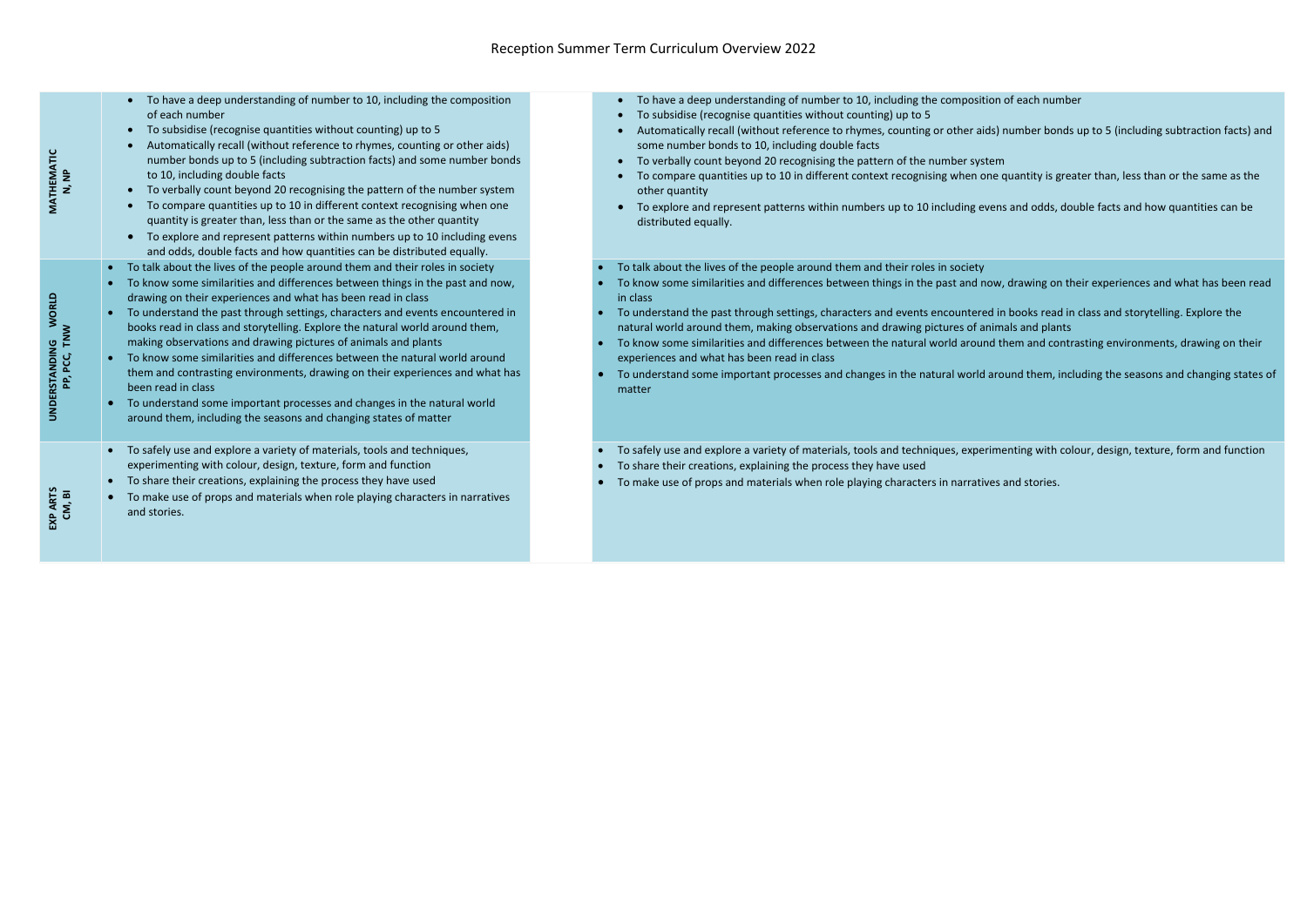# Reception Summer Term Curriculum Overview 2022

| | | | |
|---|---|---|---|
| **MATHEMATIC N, NP** | • To have a deep understanding of number to 10, including the composition of each number<br>• To subsidise (recognise quantities without counting) up to 5<br>• Automatically recall (without reference to rhymes, counting or other aids) number bonds up to 5 (including subtraction facts) and some number bonds to 10, including double facts<br>• To verbally count beyond 20 recognising the pattern of the number system<br>• To compare quantities up to 10 in different context recognising when one quantity is greater than, less than or the same as the other quantity<br>• To explore and represent patterns within numbers up to 10 including evens and odds, double facts and how quantities can be distributed equally. | | • To have a deep understanding of number to 10, including the composition of each number<br>• To subsidise (recognise quantities without counting) up to 5<br>• Automatically recall (without reference to rhymes, counting or other aids) number bonds up to 5 (including subtraction facts) and some number bonds to 10, including double facts<br>• To verbally count beyond 20 recognising the pattern of the number system<br>• To compare quantities up to 10 in different context recognising when one quantity is greater than, less than or the same as the other quantity<br>• To explore and represent patterns within numbers up to 10 including evens and odds, double facts and how quantities can be distributed equally. |
| **UNDERSTANDING WORLD PP, PCC, TNW** | • To talk about the lives of the people around them and their roles in society<br>• To know some similarities and differences between things in the past and now, drawing on their experiences and what has been read in class<br>• To understand the past through settings, characters and events encountered in books read in class and storytelling. Explore the natural world around them, making observations and drawing pictures of animals and plants<br>• To know some similarities and differences between the natural world around them and contrasting environments, drawing on their experiences and what has been read in class<br>• To understand some important processes and changes in the natural world around them, including the seasons and changing states of matter | | • To talk about the lives of the people around them and their roles in society<br>• To know some similarities and differences between things in the past and now, drawing on their experiences and what has been read in class<br>• To understand the past through settings, characters and events encountered in books read in class and storytelling. Explore the natural world around them, making observations and drawing pictures of animals and plants<br>• To know some similarities and differences between the natural world around them and contrasting environments, drawing on their experiences and what has been read in class<br>• To understand some important processes and changes in the natural world around them, including the seasons and changing states of matter |
| **EXP ARTS CM, BI** | • To safely use and explore a variety of materials, tools and techniques, experimenting with colour, design, texture, form and function<br>• To share their creations, explaining the process they have used<br>• To make use of props and materials when role playing characters in narratives and stories. | | • To safely use and explore a variety of materials, tools and techniques, experimenting with colour, design, texture, form and function<br>• To share their creations, explaining the process they have used<br>• To make use of props and materials when role playing characters in narratives and stories. |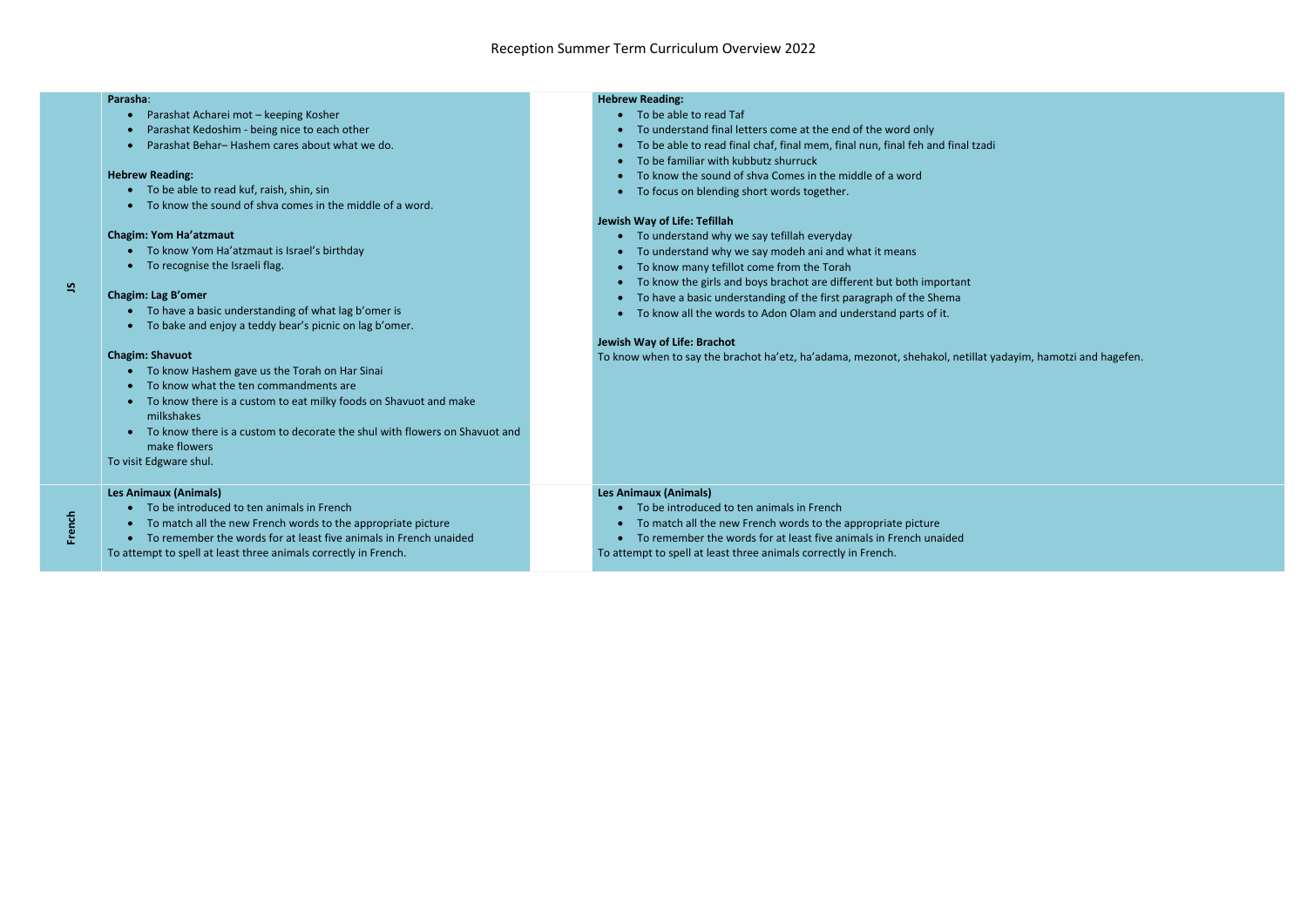# Reception Summer Term Curriculum Overview 2022

| | | | |
|---|---|---|---|
| JS | **Parasha**:<br>• Parashat Acharei mot – keeping Kosher<br>• Parashat Kedoshim - being nice to each other<br>• Parashat Behar– Hashem cares about what we do.<br><br>**Hebrew Reading:**<br>• To be able to read kuf, raish, shin, sin<br>• To know the sound of shva comes in the middle of a word.<br><br>**Chagim: Yom Ha'atzmaut**<br>• To know Yom Ha'atzmaut is Israel's birthday<br>• To recognise the Israeli flag.<br><br>**Chagim: Lag B'omer**<br>• To have a basic understanding of what lag b'omer is<br>• To bake and enjoy a teddy bear's picnic on lag b'omer.<br><br>**Chagim: Shavuot**<br>• To know Hashem gave us the Torah on Har Sinai<br>• To know what the ten commandments are<br>• To know there is a custom to eat milky foods on Shavuot and make milkshakes<br>• To know there is a custom to decorate the shul with flowers on Shavuot and make flowers<br>To visit Edgware shul. | | **Hebrew Reading:**<br>• To be able to read Taf<br>• To understand final letters come at the end of the word only<br>• To be able to read final chaf, final mem, final nun, final feh and final tzadi<br>• To be familiar with kubbutz shurruck<br>• To know the sound of shva Comes in the middle of a word<br>• To focus on blending short words together.<br><br>**Jewish Way of Life: Tefillah**<br>• To understand why we say tefillah everyday<br>• To understand why we say modeh ani and what it means<br>• To know many tefillot come from the Torah<br>• To know the girls and boys brachot are different but both important<br>• To have a basic understanding of the first paragraph of the Shema<br>• To know all the words to Adon Olam and understand parts of it.<br><br>**Jewish Way of Life: Brachot**<br>To know when to say the brachot ha'etz, ha'adama, mezonot, shehakol, netillat yadayim, hamotzi and hagefen. |
| French | **Les Animaux (Animals)**<br>• To be introduced to ten animals in French<br>• To match all the new French words to the appropriate picture<br>• To remember the words for at least five animals in French unaided<br>To attempt to spell at least three animals correctly in French. | | **Les Animaux (Animals)**<br>• To be introduced to ten animals in French<br>• To match all the new French words to the appropriate picture<br>• To remember the words for at least five animals in French unaided<br>To attempt to spell at least three animals correctly in French. |